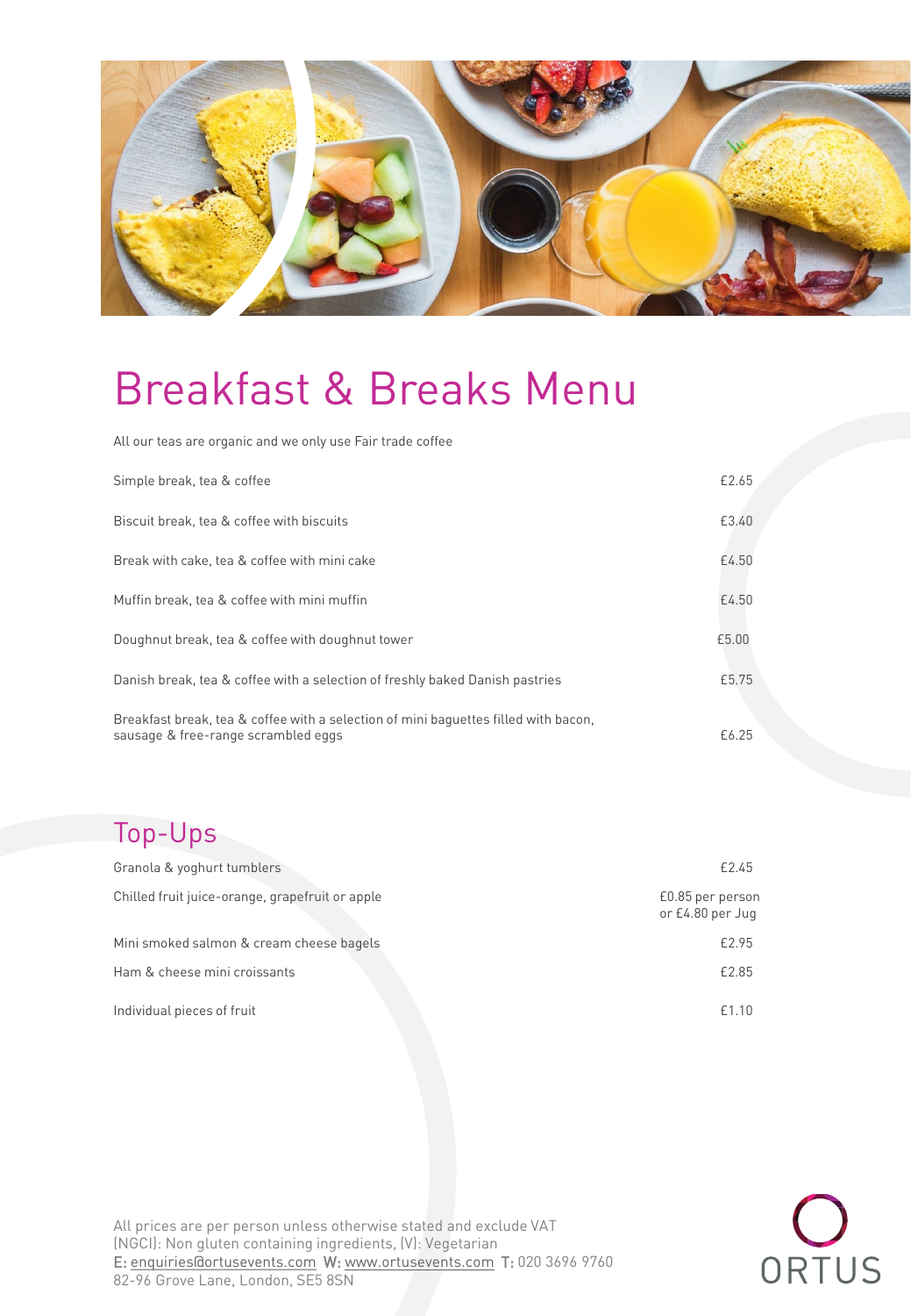# Breakfast & Breaks Menu

All our teas are organic and we only use Fair trade coffee

| Item | Price |
| --- | --- |
| Simple break, tea & coffee | £2.65 |
| Biscuit break, tea & coffee with biscuits | £3.40 |
| Break with cake, tea & coffee with mini cake | £4.50 |
| Muffin break, tea & coffee with mini muffin | £4.50 |
| Doughnut break, tea & coffee with doughnut tower | £5.00 |
| Danish break, tea & coffee with a selection of freshly baked Danish pastries | £5.75 |
| Breakfast break, tea & coffee with a selection of mini baguettes filled with bacon, sausage & free-range scrambled eggs | £6.25 |

## Top-Ups

| Item | Price |
| --- | --- |
| Granola & yoghurt tumblers | £2.45 |
| Chilled fruit juice-orange, grapefruit or apple | £0.85 per person or £4.80 per Jug |
| Mini smoked salmon & cream cheese bagels | £2.95 |
| Ham & cheese mini croissants | £2.85 |
| Individual pieces of fruit | £1.10 |

All prices are per person unless otherwise stated and exclude VAT
(NGCI): Non gluten containing ingredients, (V): Vegetarian
E: enquiries@ortusevents.com W: www.ortusevents.com T: 020 3696 9760
82-96 Grove Lane, London, SE5 8SN

ORTUS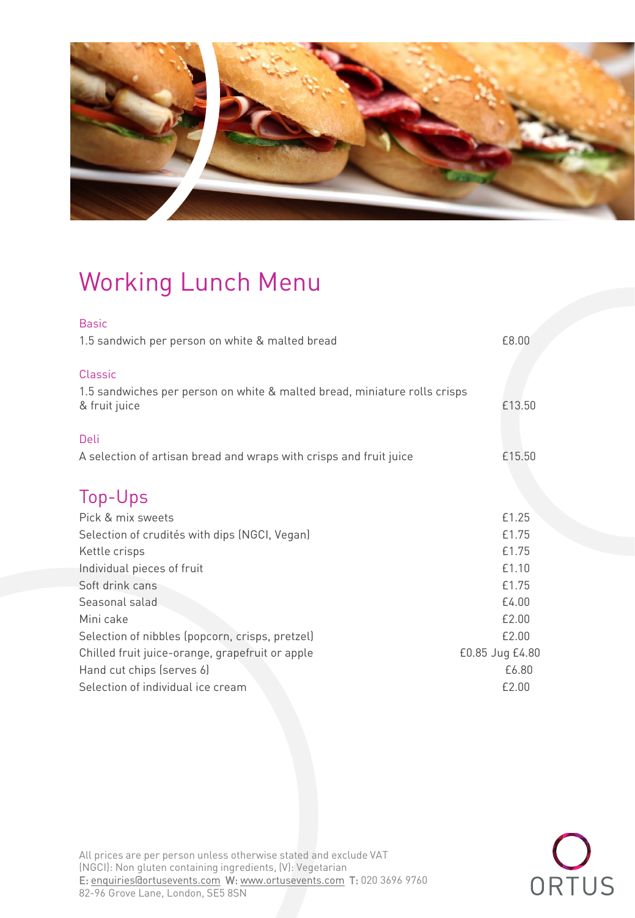# Working Lunch Menu

## Basic

| Item | Price |
|---|---|
| 1.5 sandwich per person on white & malted bread | £8.00 |

## Classic

| Item | Price |
|---|---|
| 1.5 sandwiches per person on white & malted bread, miniature rolls crisps & fruit juice | £13.50 |

## Deli

| Item | Price |
|---|---|
| A selection of artisan bread and wraps with crisps and fruit juice | £15.50 |

## Top-Ups

| Item | Price |
|---|---|
| Pick & mix sweets | £1.25 |
| Selection of crudités with dips (NGCI, Vegan) | £1.75 |
| Kettle crisps | £1.75 |
| Individual pieces of fruit | £1.10 |
| Soft drink cans | £1.75 |
| Seasonal salad | £4.00 |
| Mini cake | £2.00 |
| Selection of nibbles (popcorn, crisps, pretzel) | £2.00 |
| Chilled fruit juice-orange, grapefruit or apple | £0.85 Jug £4.80 |
| Hand cut chips (serves 6) | £6.80 |
| Selection of individual ice cream | £2.00 |

All prices are per person unless otherwise stated and exclude VAT
(NGCI): Non gluten containing ingredients, (V): Vegetarian
E: enquiries@ortusevents.com W: www.ortusevents.com T: 020 3696 9760
82-96 Grove Lane, London, SE5 8SN

ORTUS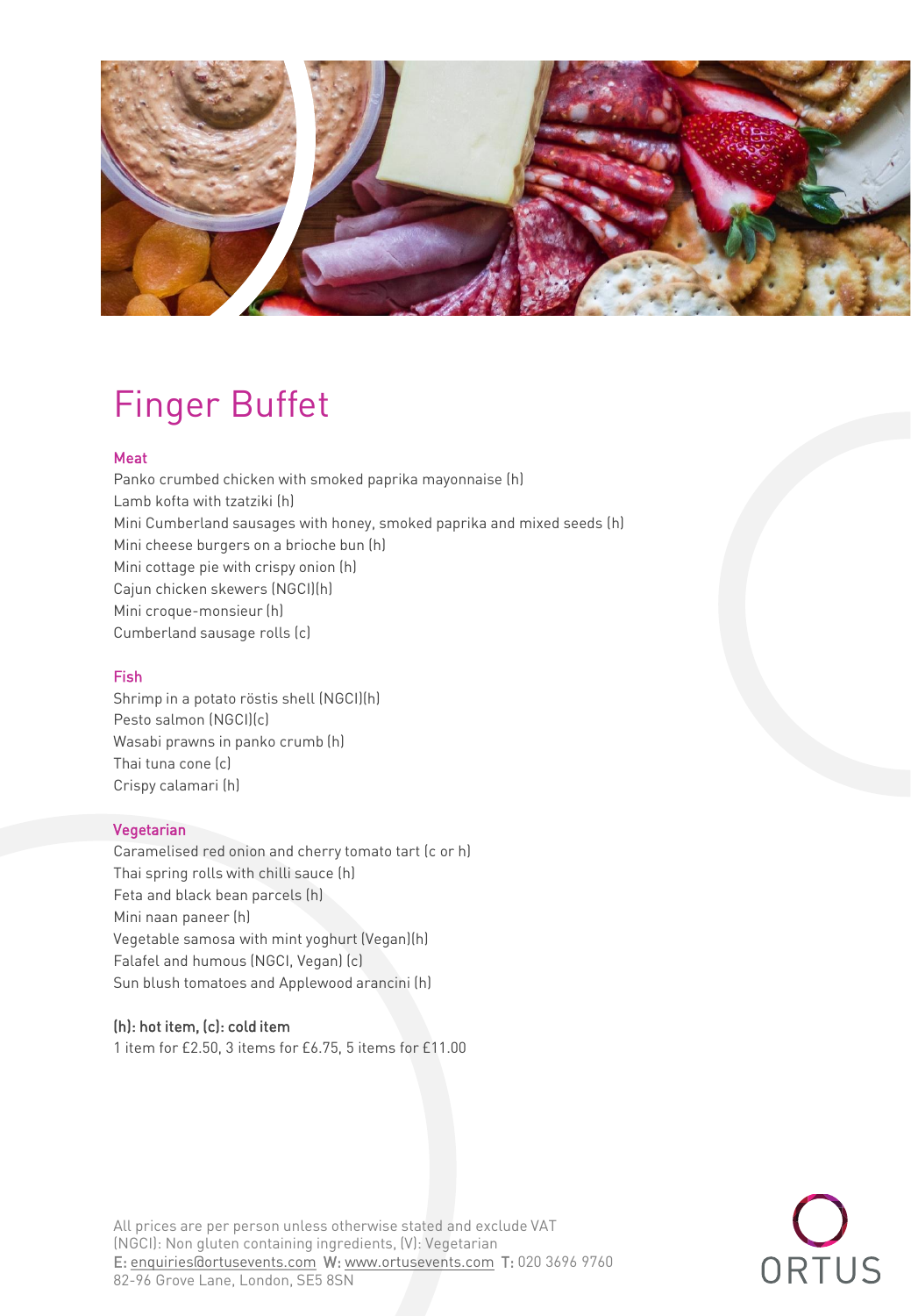# Finger Buffet

## Meat

Panko crumbed chicken with smoked paprika mayonnaise (h)
Lamb kofta with tzatziki (h)
Mini Cumberland sausages with honey, smoked paprika and mixed seeds (h)
Mini cheese burgers on a brioche bun (h)
Mini cottage pie with crispy onion (h)
Cajun chicken skewers (NGCI)(h)
Mini croque-monsieur (h)
Cumberland sausage rolls (c)

## Fish

Shrimp in a potato röstis shell (NGCI)(h)
Pesto salmon (NGCI)(c)
Wasabi prawns in panko crumb (h)
Thai tuna cone (c)
Crispy calamari (h)

## Vegetarian

Caramelised red onion and cherry tomato tart (c or h)
Thai spring rolls with chilli sauce (h)
Feta and black bean parcels (h)
Mini naan paneer (h)
Vegetable samosa with mint yoghurt (Vegan)(h)
Falafel and humous (NGCI, Vegan) (c)
Sun blush tomatoes and Applewood arancini (h)

**(h): hot item, (c): cold item**
1 item for £2.50, 3 items for £6.75, 5 items for £11.00

All prices are per person unless otherwise stated and exclude VAT
(NGCI): Non gluten containing ingredients, (V): Vegetarian
**E:** enquiries@ortusevents.com **W:** www.ortusevents.com **T:** 020 3696 9760
82-96 Grove Lane, London, SE5 8SN

ORTUS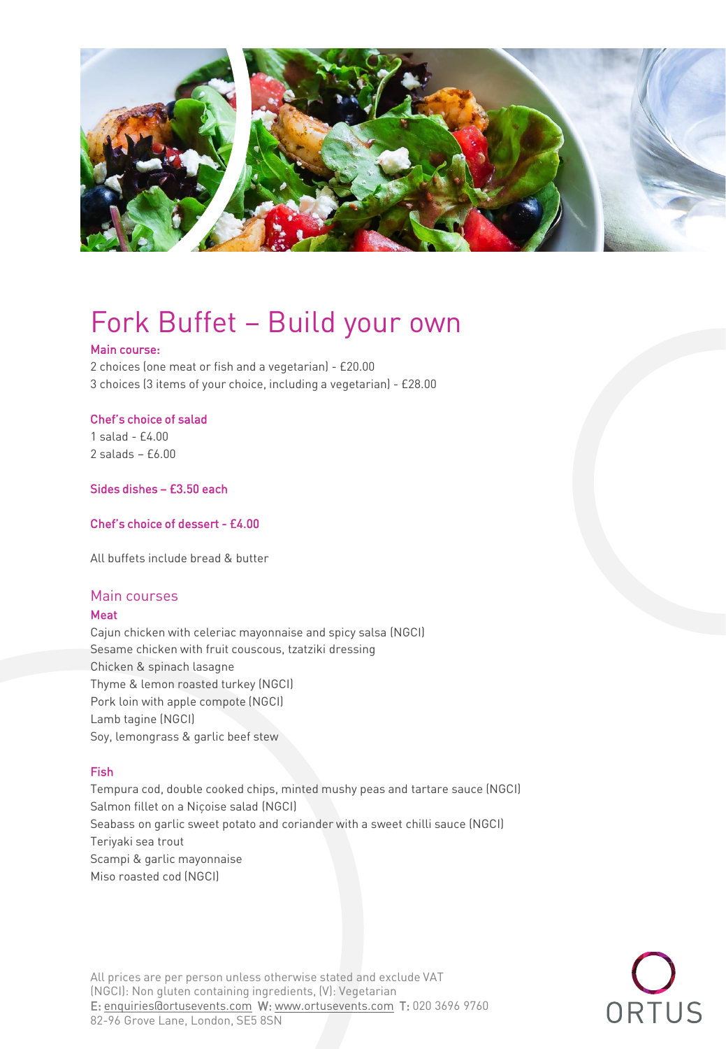# Fork Buffet – Build your own

**Main course:**

2 choices (one meat or fish and a vegetarian) - £20.00
3 choices (3 items of your choice, including a vegetarian) - £28.00

**Chef's choice of salad**

1 salad - £4.00
2 salads – £6.00

**Sides dishes – £3.50 each**

**Chef's choice of dessert - £4.00**

All buffets include bread & butter

## Main courses

### Meat

Cajun chicken with celeriac mayonnaise and spicy salsa (NGCI)
Sesame chicken with fruit couscous, tzatziki dressing
Chicken & spinach lasagne
Thyme & lemon roasted turkey (NGCI)
Pork loin with apple compote (NGCI)
Lamb tagine (NGCI)
Soy, lemongrass & garlic beef stew

### Fish

Tempura cod, double cooked chips, minted mushy peas and tartare sauce (NGCI)
Salmon fillet on a Niçoise salad (NGCI)
Seabass on garlic sweet potato and coriander with a sweet chilli sauce (NGCI)
Teriyaki sea trout
Scampi & garlic mayonnaise
Miso roasted cod (NGCI)

All prices are per person unless otherwise stated and exclude VAT
(NGCI): Non gluten containing ingredients, (V): Vegetarian
E: enquiries@ortusevents.com W: www.ortusevents.com T: 020 3696 9760
82-96 Grove Lane, London, SE5 8SN

ORTUS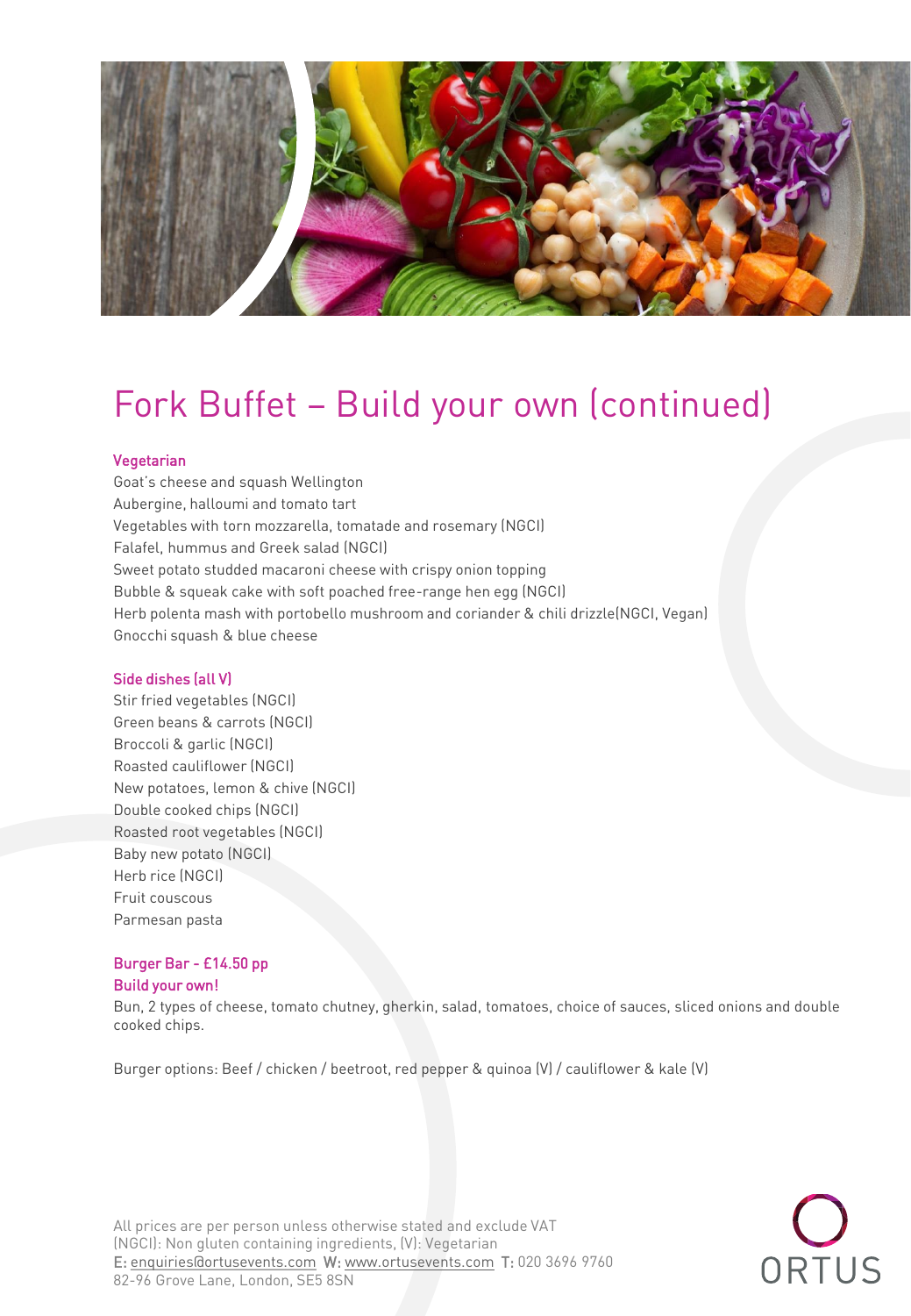# Fork Buffet – Build your own (continued)

### Vegetarian

Goat's cheese and squash Wellington
Aubergine, halloumi and tomato tart
Vegetables with torn mozzarella, tomatade and rosemary (NGCI)
Falafel, hummus and Greek salad (NGCI)
Sweet potato studded macaroni cheese with crispy onion topping
Bubble & squeak cake with soft poached free-range hen egg (NGCI)
Herb polenta mash with portobello mushroom and coriander & chili drizzle(NGCI, Vegan)
Gnocchi squash & blue cheese

### Side dishes (all V)

Stir fried vegetables (NGCI)
Green beans & carrots (NGCI)
Broccoli & garlic (NGCI)
Roasted cauliflower (NGCI)
New potatoes, lemon & chive (NGCI)
Double cooked chips (NGCI)
Roasted root vegetables (NGCI)
Baby new potato (NGCI)
Herb rice (NGCI)
Fruit couscous
Parmesan pasta

### Burger Bar - £14.50 pp

### Build your own!

Bun, 2 types of cheese, tomato chutney, gherkin, salad, tomatoes, choice of sauces, sliced onions and double cooked chips.

Burger options: Beef / chicken / beetroot, red pepper & quinoa (V) / cauliflower & kale (V)

All prices are per person unless otherwise stated and exclude VAT
(NGCI): Non gluten containing ingredients, (V): Vegetarian
E: enquiries@ortusevents.com W: www.ortusevents.com T: 020 3696 9760
82-96 Grove Lane, London, SE5 8SN

ORTUS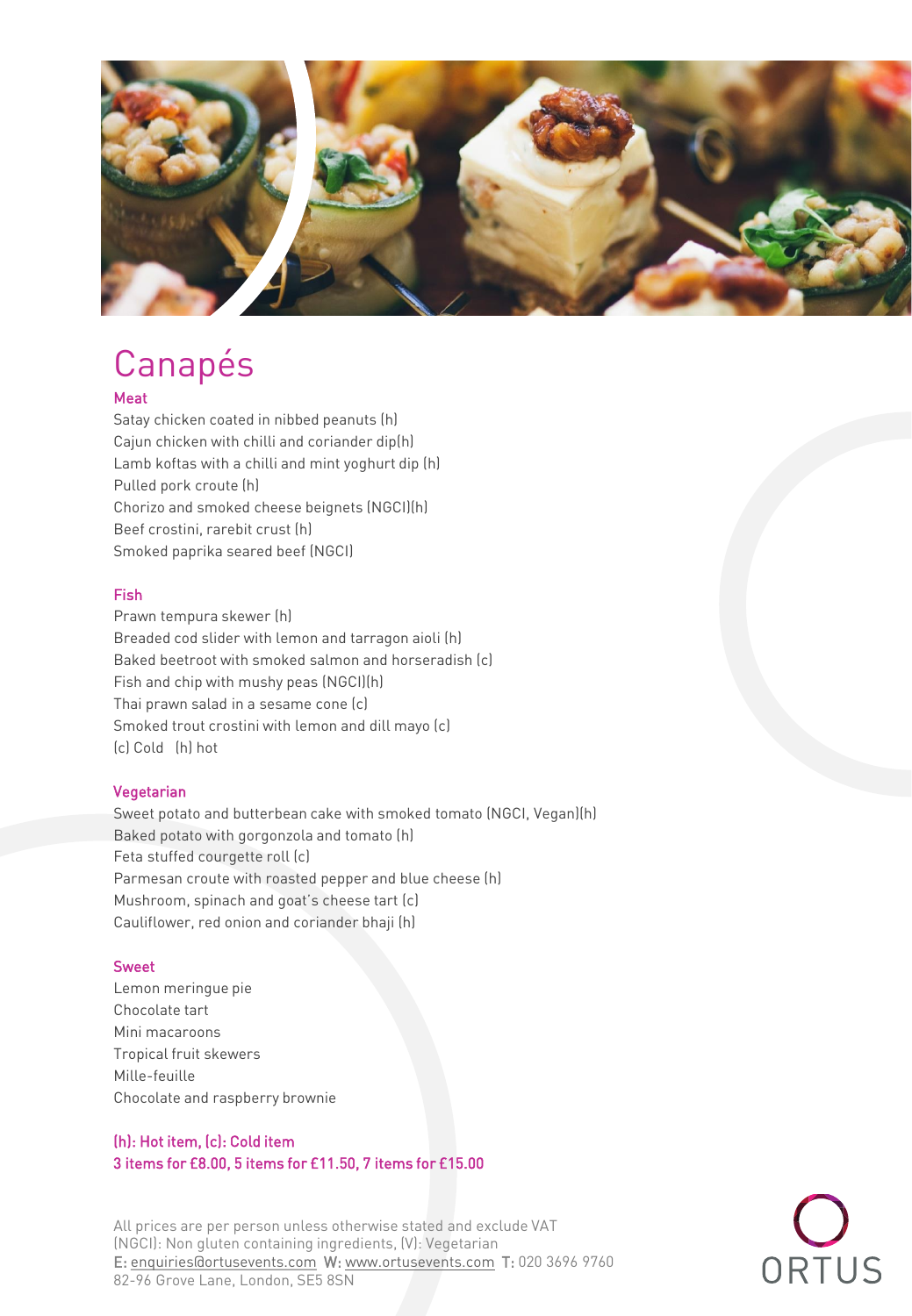# Canapés

### Meat

Satay chicken coated in nibbed peanuts (h)
Cajun chicken with chilli and coriander dip(h)
Lamb koftas with a chilli and mint yoghurt dip (h)
Pulled pork croute (h)
Chorizo and smoked cheese beignets (NGCI)(h)
Beef crostini, rarebit crust (h)
Smoked paprika seared beef (NGCI)

### Fish

Prawn tempura skewer (h)
Breaded cod slider with lemon and tarragon aioli (h)
Baked beetroot with smoked salmon and horseradish (c)
Fish and chip with mushy peas (NGCI)(h)
Thai prawn salad in a sesame cone (c)
Smoked trout crostini with lemon and dill mayo (c)
(c) Cold (h) hot

### Vegetarian

Sweet potato and butterbean cake with smoked tomato (NGCI, Vegan)(h)
Baked potato with gorgonzola and tomato (h)
Feta stuffed courgette roll (c)
Parmesan croute with roasted pepper and blue cheese (h)
Mushroom, spinach and goat's cheese tart (c)
Cauliflower, red onion and coriander bhaji (h)

### Sweet

Lemon meringue pie
Chocolate tart
Mini macaroons
Tropical fruit skewers
Mille-feuille
Chocolate and raspberry brownie

(h): Hot item, (c): Cold item
3 items for £8.00, 5 items for £11.50, 7 items for £15.00

All prices are per person unless otherwise stated and exclude VAT
(NGCI): Non gluten containing ingredients, (V): Vegetarian
E: enquiries@ortusevents.com W: www.ortusevents.com T: 020 3696 9760
82-96 Grove Lane, London, SE5 8SN

ORTUS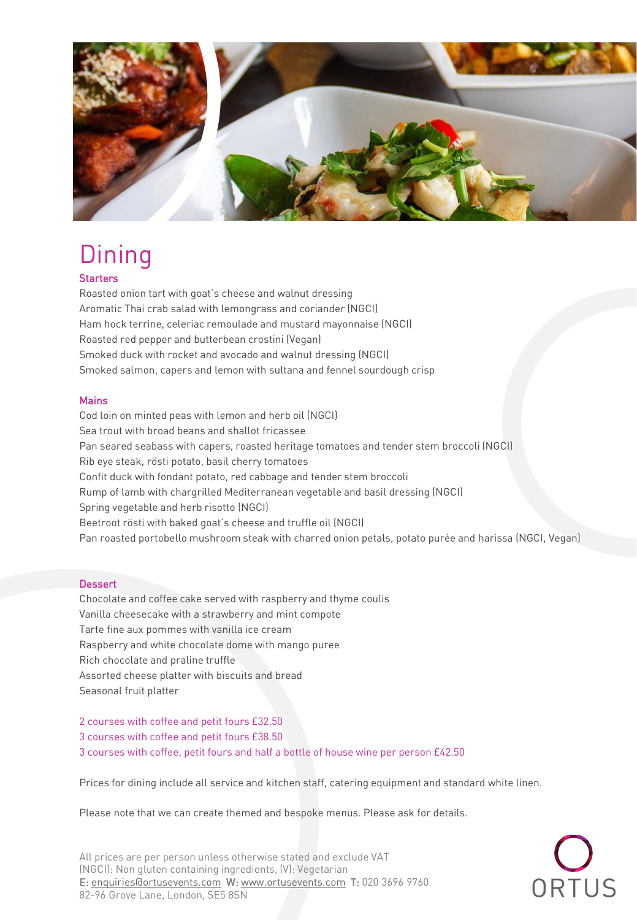# Dining

## Starters

Roasted onion tart with goat's cheese and walnut dressing
Aromatic Thai crab salad with lemongrass and coriander (NGCI)
Ham hock terrine, celeriac remoulade and mustard mayonnaise (NGCI)
Roasted red pepper and butterbean crostini (Vegan)
Smoked duck with rocket and avocado and walnut dressing (NGCI)
Smoked salmon, capers and lemon with sultana and fennel sourdough crisp

## Mains

Cod loin on minted peas with lemon and herb oil (NGCI)
Sea trout with broad beans and shallot fricassee
Pan seared seabass with capers, roasted heritage tomatoes and tender stem broccoli (NGCI)
Rib eye steak, rösti potato, basil cherry tomatoes
Confit duck with fondant potato, red cabbage and tender stem broccoli
Rump of lamb with chargrilled Mediterranean vegetable and basil dressing (NGCI)
Spring vegetable and herb risotto (NGCI)
Beetroot rösti with baked goat's cheese and truffle oil (NGCI)
Pan roasted portobello mushroom steak with charred onion petals, potato purée and harissa (NGCI, Vegan)

## Dessert

Chocolate and coffee cake served with raspberry and thyme coulis
Vanilla cheesecake with a strawberry and mint compote
Tarte fine aux pommes with vanilla ice cream
Raspberry and white chocolate dome with mango puree
Rich chocolate and praline truffle
Assorted cheese platter with biscuits and bread
Seasonal fruit platter

2 courses with coffee and petit fours £32.50
3 courses with coffee and petit fours £38.50
3 courses with coffee, petit fours and half a bottle of house wine per person £42.50

Prices for dining include all service and kitchen staff, catering equipment and standard white linen.

Please note that we can create themed and bespoke menus. Please ask for details.

All prices are per person unless otherwise stated and exclude VAT
(NGCI): Non gluten containing ingredients, (V): Vegetarian
E: enquiries@ortusevents.com W: www.ortusevents.com T: 020 3696 9760
82-96 Grove Lane, London, SE5 8SN

ORTUS